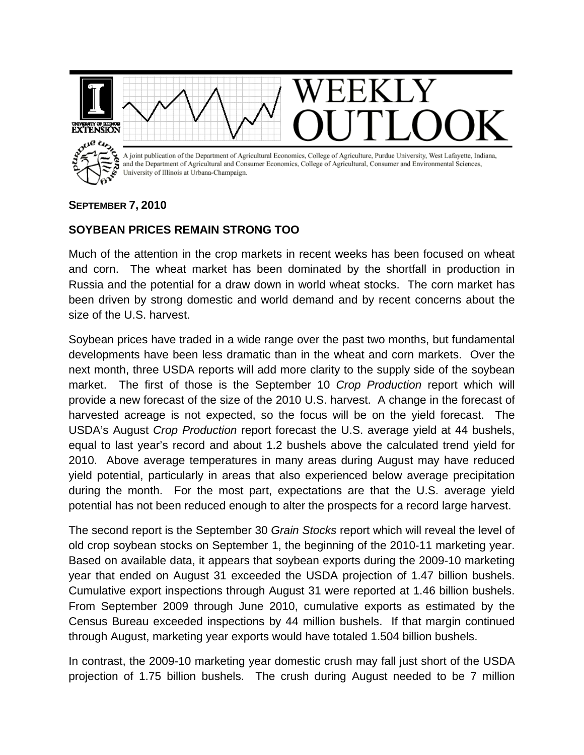# WEEKLY OUTLOOK

A joint publication of the Department of Agricultural Economics, College of Agriculture, Purdue University, West Lafayette, Indiana, and the Department of Agricultural and Consumer Economics, College of Agricultural, Consumer and Environmental Sciences, University of Illinois at Urbana-Champaign.

**SEPTEMBER 7, 2010**

## SOYBEAN PRICES REMAIN STRONG TOO

Much of the attention in the crop markets in recent weeks has been focused on wheat and corn. The wheat market has been dominated by the shortfall in production in Russia and the potential for a draw down in world wheat stocks. The corn market has been driven by strong domestic and world demand and by recent concerns about the size of the U.S. harvest.

Soybean prices have traded in a wide range over the past two months, but fundamental developments have been less dramatic than in the wheat and corn markets. Over the next month, three USDA reports will add more clarity to the supply side of the soybean market. The first of those is the September 10 *Crop Production* report which will provide a new forecast of the size of the 2010 U.S. harvest. A change in the forecast of harvested acreage is not expected, so the focus will be on the yield forecast. The USDA's August *Crop Production* report forecast the U.S. average yield at 44 bushels, equal to last year's record and about 1.2 bushels above the calculated trend yield for 2010. Above average temperatures in many areas during August may have reduced yield potential, particularly in areas that also experienced below average precipitation during the month. For the most part, expectations are that the U.S. average yield potential has not been reduced enough to alter the prospects for a record large harvest.

The second report is the September 30 *Grain Stocks* report which will reveal the level of old crop soybean stocks on September 1, the beginning of the 2010-11 marketing year. Based on available data, it appears that soybean exports during the 2009-10 marketing year that ended on August 31 exceeded the USDA projection of 1.47 billion bushels. Cumulative export inspections through August 31 were reported at 1.46 billion bushels. From September 2009 through June 2010, cumulative exports as estimated by the Census Bureau exceeded inspections by 44 million bushels. If that margin continued through August, marketing year exports would have totaled 1.504 billion bushels.

In contrast, the 2009-10 marketing year domestic crush may fall just short of the USDA projection of 1.75 billion bushels. The crush during August needed to be 7 million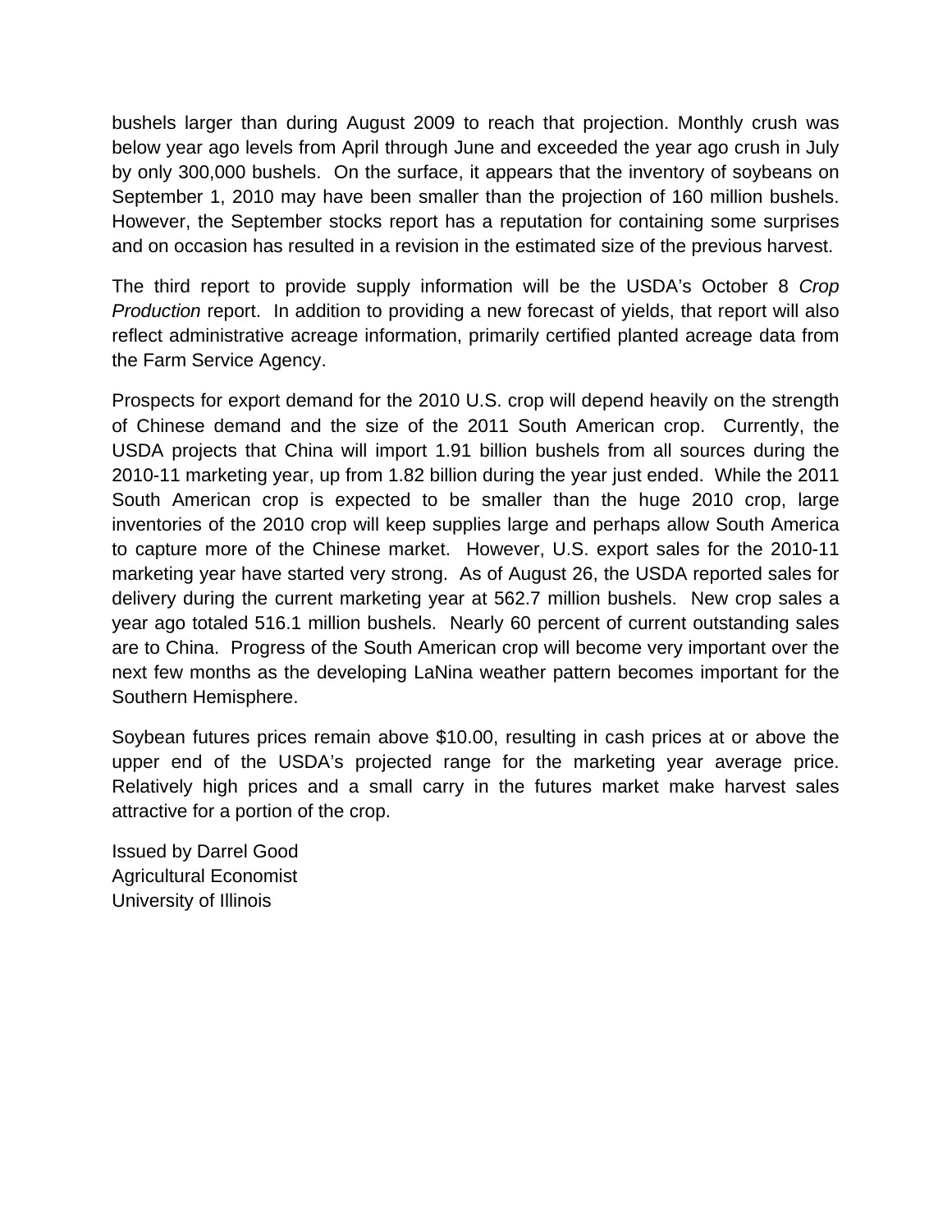bushels larger than during August 2009 to reach that projection. Monthly crush was below year ago levels from April through June and exceeded the year ago crush in July by only 300,000 bushels. On the surface, it appears that the inventory of soybeans on September 1, 2010 may have been smaller than the projection of 160 million bushels. However, the September stocks report has a reputation for containing some surprises and on occasion has resulted in a revision in the estimated size of the previous harvest.

The third report to provide supply information will be the USDA's October 8 *Crop Production* report. In addition to providing a new forecast of yields, that report will also reflect administrative acreage information, primarily certified planted acreage data from the Farm Service Agency.

Prospects for export demand for the 2010 U.S. crop will depend heavily on the strength of Chinese demand and the size of the 2011 South American crop. Currently, the USDA projects that China will import 1.91 billion bushels from all sources during the 2010-11 marketing year, up from 1.82 billion during the year just ended. While the 2011 South American crop is expected to be smaller than the huge 2010 crop, large inventories of the 2010 crop will keep supplies large and perhaps allow South America to capture more of the Chinese market. However, U.S. export sales for the 2010-11 marketing year have started very strong. As of August 26, the USDA reported sales for delivery during the current marketing year at 562.7 million bushels. New crop sales a year ago totaled 516.1 million bushels. Nearly 60 percent of current outstanding sales are to China. Progress of the South American crop will become very important over the next few months as the developing LaNina weather pattern becomes important for the Southern Hemisphere.

Soybean futures prices remain above $10.00, resulting in cash prices at or above the upper end of the USDA's projected range for the marketing year average price. Relatively high prices and a small carry in the futures market make harvest sales attractive for a portion of the crop.

Issued by Darrel Good
Agricultural Economist
University of Illinois